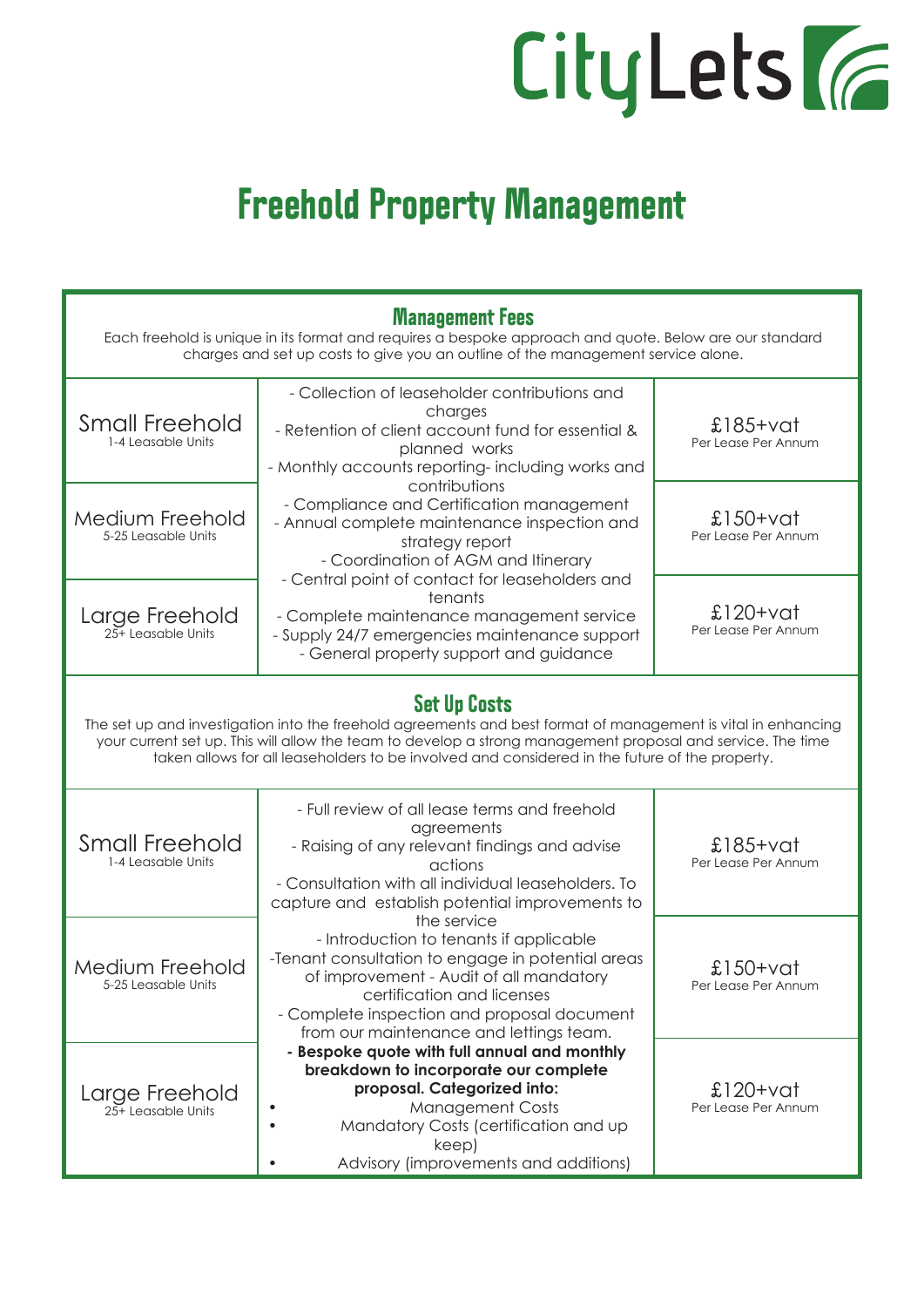CityLets

# Freehold Property Management

## Management Fees

Each freehold is unique in its format and requires a bespoke approach and quote. Below are our standard charges and set up costs to give you an outline of the management service alone.

| Freehold | Services | Fee |
|---|---|---|
| Small Freehold<br>1-4 Leasable Units | - Collection of leaseholder contributions and charges<br>- Retention of client account fund for essential & planned works<br>- Monthly accounts reporting- including works and contributions<br>- Compliance and Certification management<br>- Annual complete maintenance inspection and strategy report<br>- Coordination of AGM and Itinerary<br>- Central point of contact for leaseholders and tenants<br>- Complete maintenance management service<br>- Supply 24/7 emergencies maintenance support<br>- General property support and guidance | £185+vat<br>Per Lease Per Annum |
| Medium Freehold<br>5-25 Leasable Units | | £150+vat<br>Per Lease Per Annum |
| Large Freehold<br>25+ Leasable Units | | £120+vat<br>Per Lease Per Annum |

## Set Up Costs

The set up and investigation into the freehold agreements and best format of management is vital in enhancing your current set up. This will allow the team to develop a strong management proposal and service. The time taken allows for all leaseholders to be involved and considered in the future of the property.

| Freehold | Services | Fee |
|---|---|---|
| Small Freehold<br>1-4 Leasable Units | - Full review of all lease terms and freehold agreements<br>- Raising of any relevant findings and advise actions<br>- Consultation with all individual leaseholders. To capture and establish potential improvements to the service<br>- Introduction to tenants if applicable<br>-Tenant consultation to engage in potential areas of improvement - Audit of all mandatory certification and licenses<br>- Complete inspection and proposal document from our maintenance and lettings team.<br>**- Bespoke quote with full annual and monthly breakdown to incorporate our complete proposal. Categorized into:**<br>• Management Costs<br>• Mandatory Costs (certification and up keep)<br>• Advisory (improvements and additions) | £185+vat<br>Per Lease Per Annum |
| Medium Freehold<br>5-25 Leasable Units | | £150+vat<br>Per Lease Per Annum |
| Large Freehold<br>25+ Leasable Units | | £120+vat<br>Per Lease Per Annum |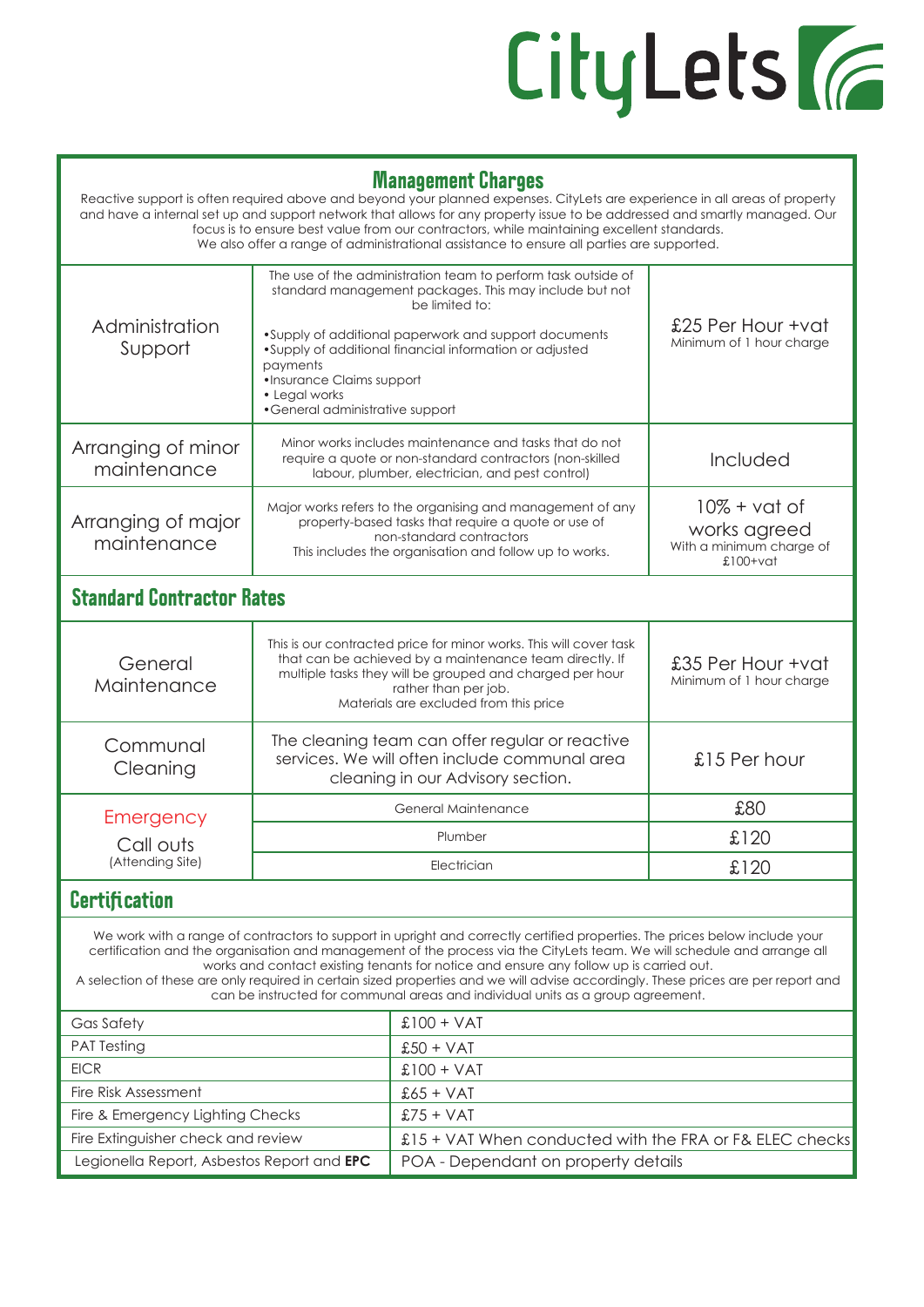CityLets

## Management Charges

Reactive support is often required above and beyond your planned expenses. CityLets are experience in all areas of property and have a internal set up and support network that allows for any property issue to be addressed and smartly managed. Our focus is to ensure best value from our contractors, while maintaining excellent standards.
We also offer a range of administrational assistance to ensure all parties are supported.

| | | |
|---|---|---|
| Administration Support | The use of the administration team to perform task outside of standard management packages. This may include but not be limited to:<br><br>•Supply of additional paperwork and support documents<br>•Supply of additional financial information or adjusted payments<br>•Insurance Claims support<br>• Legal works<br>•General administrative support | £25 Per Hour +vat<br>Minimum of 1 hour charge |
| Arranging of minor maintenance | Minor works includes maintenance and tasks that do not require a quote or non-standard contractors (non-skilled labour, plumber, electrician, and pest control) | Included |
| Arranging of major maintenance | Major works refers to the organising and management of any property-based tasks that require a quote or use of non-standard contractors<br>This includes the organisation and follow up to works. | 10% + vat of works agreed<br>With a minimum charge of £100+vat |

## Standard Contractor Rates

| | | |
|---|---|---|
| General Maintenance | This is our contracted price for minor works. This will cover task that can be achieved by a maintenance team directly. If multiple tasks they will be grouped and charged per hour rather than per job.<br>Materials are excluded from this price | £35 Per Hour +vat<br>Minimum of 1 hour charge |
| Communal Cleaning | The cleaning team can offer regular or reactive services. We will often include communal area cleaning in our Advisory section. | £15 Per hour |
| Emergency Call outs (Attending Site) | General Maintenance | £80 |
| | Plumber | £120 |
| | Electrician | £120 |

## Certification

We work with a range of contractors to support in upright and correctly certified properties. The prices below include your certification and the organisation and management of the process via the CityLets team. We will schedule and arrange all works and contact existing tenants for notice and ensure any follow up is carried out.
A selection of these are only required in certain sized properties and we will advise accordingly. These prices are per report and can be instructed for communal areas and individual units as a group agreement.

| | |
|---|---|
| Gas Safety | £100 + VAT |
| PAT Testing | £50 + VAT |
| EICR | £100 + VAT |
| Fire Risk Assessment | £65 + VAT |
| Fire & Emergency Lighting Checks | £75 + VAT |
| Fire Extinguisher check and review | £15 + VAT When conducted with the FRA or F& ELEC checks |
| Legionella Report, Asbestos Report and **EPC** | POA - Dependant on property details |